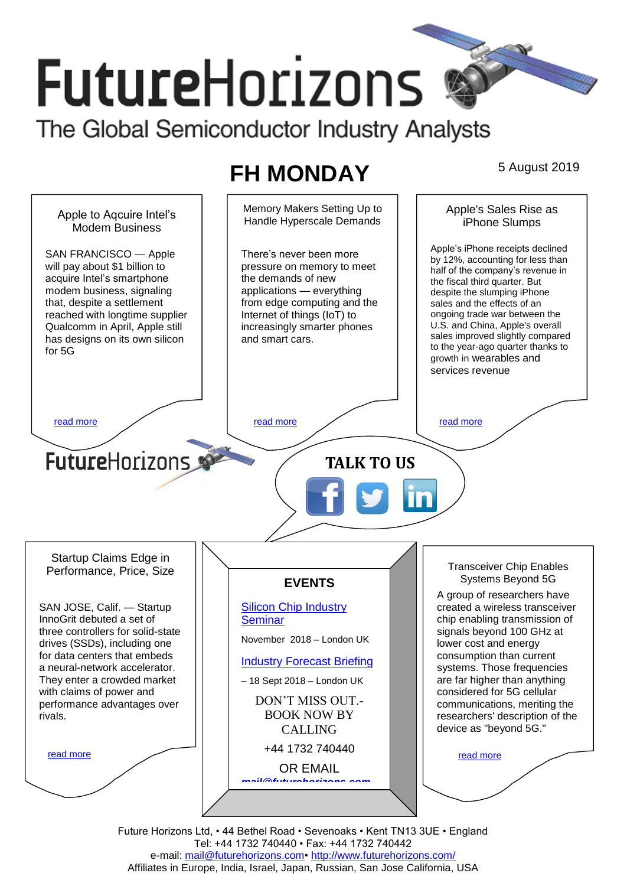# FutureHorizons

The Global Semiconductor Industry Analysts

## FH MONDAY

5 August 2019

### Apple to Aqcuire Intel's Modem Business

SAN FRANCISCO — Apple will pay about $1 billion to acquire Intel's smartphone modem business, signaling that, despite a settlement reached with longtime supplier Qualcomm in April, Apple still has designs on its own silicon for 5G

read more

### Memory Makers Setting Up to Handle Hyperscale Demands

There's never been more pressure on memory to meet the demands of new applications — everything from edge computing and the Internet of things (IoT) to increasingly smarter phones and smart cars.

read more

### Apple's Sales Rise as iPhone Slumps

Apple's iPhone receipts declined by 12%, accounting for less than half of the company's revenue in the fiscal third quarter. But despite the slumping iPhone sales and the effects of an ongoing trade war between the U.S. and China, Apple's overall sales improved slightly compared to the year-ago quarter thanks to growth in wearables and services revenue

read more

FutureHorizons

**TALK TO US**

### Startup Claims Edge in Performance, Price, Size

SAN JOSE, Calif. — Startup InnoGrit debuted a set of three controllers for solid-state drives (SSDs), including one for data centers that embeds a neural-network accelerator. They enter a crowded market with claims of power and performance advantages over rivals.

read more

### EVENTS

Silicon Chip Industry Seminar

November 2018 – London UK

Industry Forecast Briefing

– 18 Sept 2018 – London UK

DON'T MISS OUT.- BOOK NOW BY CALLING

+44 1732 740440

OR EMAIL

mail@futurehorizons.com

### Transceiver Chip Enables Systems Beyond 5G

A group of researchers have created a wireless transceiver chip enabling transmission of signals beyond 100 GHz at lower cost and energy consumption than current systems. Those frequencies are far higher than anything considered for 5G cellular communications, meriting the researchers' description of the device as "beyond 5G."

read more

Future Horizons Ltd, • 44 Bethel Road • Sevenoaks • Kent TN13 3UE • England
Tel: +44 1732 740440 • Fax: +44 1732 740442
e-mail: mail@futurehorizons.com• http://www.futurehorizons.com/
Affiliates in Europe, India, Israel, Japan, Russian, San Jose California, USA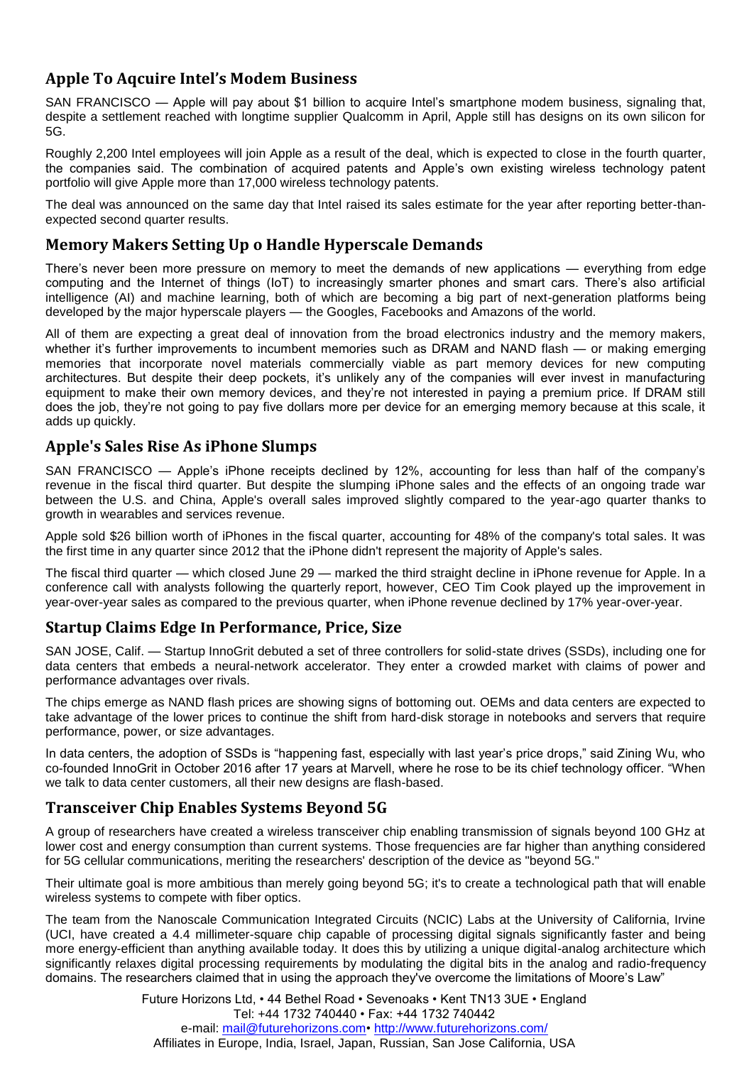## Apple To Aqcuire Intel's Modem Business

SAN FRANCISCO — Apple will pay about $1 billion to acquire Intel's smartphone modem business, signaling that, despite a settlement reached with longtime supplier Qualcomm in April, Apple still has designs on its own silicon for 5G.

Roughly 2,200 Intel employees will join Apple as a result of the deal, which is expected to close in the fourth quarter, the companies said. The combination of acquired patents and Apple's own existing wireless technology patent portfolio will give Apple more than 17,000 wireless technology patents.

The deal was announced on the same day that Intel raised its sales estimate for the year after reporting better-than-expected second quarter results.

## Memory Makers Setting Up o Handle Hyperscale Demands

There's never been more pressure on memory to meet the demands of new applications — everything from edge computing and the Internet of things (IoT) to increasingly smarter phones and smart cars. There's also artificial intelligence (AI) and machine learning, both of which are becoming a big part of next-generation platforms being developed by the major hyperscale players — the Googles, Facebooks and Amazons of the world.

All of them are expecting a great deal of innovation from the broad electronics industry and the memory makers, whether it's further improvements to incumbent memories such as DRAM and NAND flash — or making emerging memories that incorporate novel materials commercially viable as part memory devices for new computing architectures. But despite their deep pockets, it's unlikely any of the companies will ever invest in manufacturing equipment to make their own memory devices, and they're not interested in paying a premium price. If DRAM still does the job, they're not going to pay five dollars more per device for an emerging memory because at this scale, it adds up quickly.

## Apple's Sales Rise As iPhone Slumps

SAN FRANCISCO — Apple's iPhone receipts declined by 12%, accounting for less than half of the company's revenue in the fiscal third quarter. But despite the slumping iPhone sales and the effects of an ongoing trade war between the U.S. and China, Apple's overall sales improved slightly compared to the year-ago quarter thanks to growth in wearables and services revenue.

Apple sold $26 billion worth of iPhones in the fiscal quarter, accounting for 48% of the company's total sales. It was the first time in any quarter since 2012 that the iPhone didn't represent the majority of Apple's sales.

The fiscal third quarter — which closed June 29 — marked the third straight decline in iPhone revenue for Apple. In a conference call with analysts following the quarterly report, however, CEO Tim Cook played up the improvement in year-over-year sales as compared to the previous quarter, when iPhone revenue declined by 17% year-over-year.

## Startup Claims Edge In Performance, Price, Size

SAN JOSE, Calif. — Startup InnoGrit debuted a set of three controllers for solid-state drives (SSDs), including one for data centers that embeds a neural-network accelerator. They enter a crowded market with claims of power and performance advantages over rivals.

The chips emerge as NAND flash prices are showing signs of bottoming out. OEMs and data centers are expected to take advantage of the lower prices to continue the shift from hard-disk storage in notebooks and servers that require performance, power, or size advantages.

In data centers, the adoption of SSDs is "happening fast, especially with last year's price drops," said Zining Wu, who co-founded InnoGrit in October 2016 after 17 years at Marvell, where he rose to be its chief technology officer. "When we talk to data center customers, all their new designs are flash-based.

## Transceiver Chip Enables Systems Beyond 5G

A group of researchers have created a wireless transceiver chip enabling transmission of signals beyond 100 GHz at lower cost and energy consumption than current systems. Those frequencies are far higher than anything considered for 5G cellular communications, meriting the researchers' description of the device as "beyond 5G."

Their ultimate goal is more ambitious than merely going beyond 5G; it's to create a technological path that will enable wireless systems to compete with fiber optics.

The team from the Nanoscale Communication Integrated Circuits (NCIC) Labs at the University of California, Irvine (UCI, have created a 4.4 millimeter-square chip capable of processing digital signals significantly faster and being more energy-efficient than anything available today. It does this by utilizing a unique digital-analog architecture which significantly relaxes digital processing requirements by modulating the digital bits in the analog and radio-frequency domains. The researchers claimed that in using the approach they've overcome the limitations of Moore's Law"

Future Horizons Ltd, • 44 Bethel Road • Sevenoaks • Kent TN13 3UE • England
Tel: +44 1732 740440 • Fax: +44 1732 740442
e-mail: mail@futurehorizons.com• http://www.futurehorizons.com/
Affiliates in Europe, India, Israel, Japan, Russian, San Jose California, USA